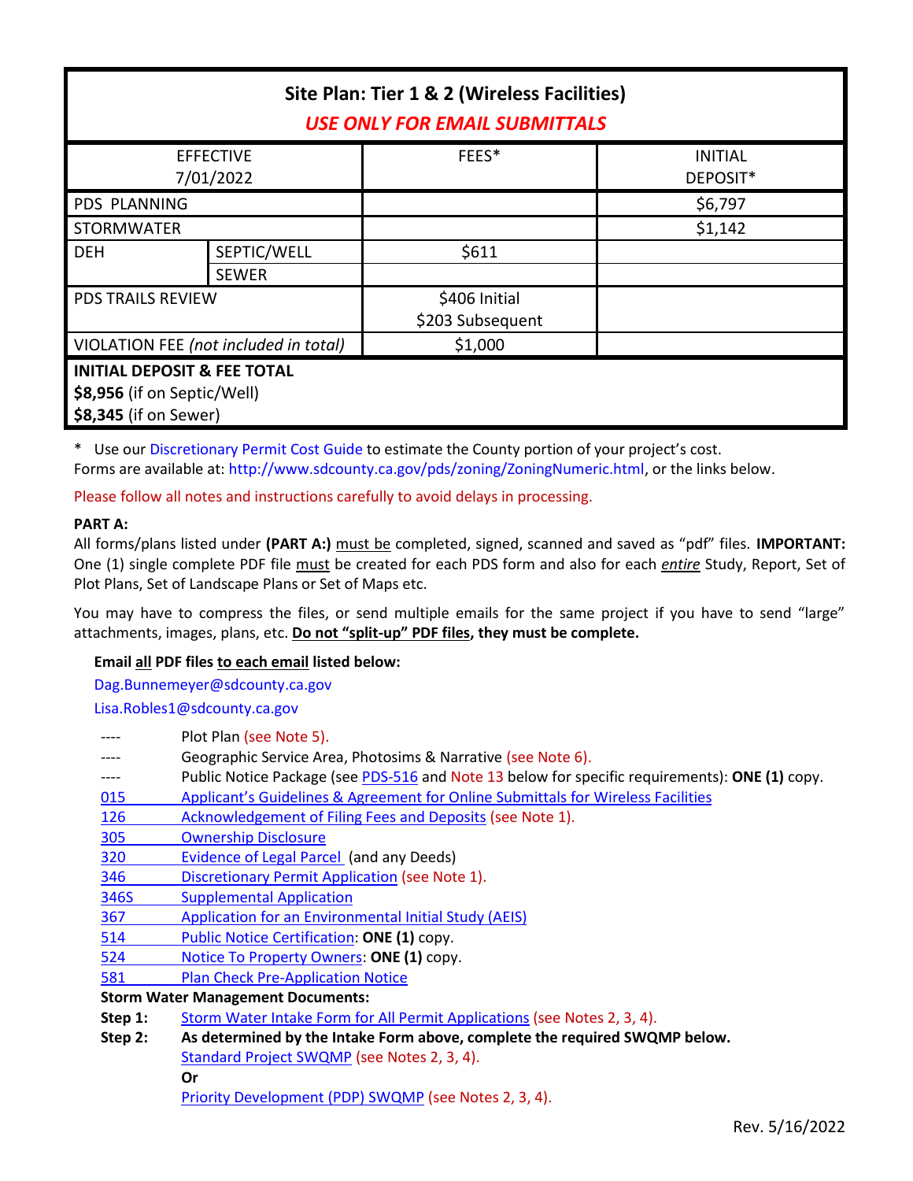# Site Plan: Tier 1 & 2 (Wireless Facilities)

***USE ONLY FOR EMAIL SUBMITTALS***

| EFFECTIVE 7/01/2022 | | FEES* | INITIAL DEPOSIT* |
|---|---|---|---|
| PDS PLANNING | | | $6,797 |
| STORMWATER | | | $1,142 |
| DEH | SEPTIC/WELL | $611 | |
| | SEWER | | |
| PDS TRAILS REVIEW | | $406 Initial<br>$203 Subsequent | |
| VIOLATION FEE *(not included in total)* | | $1,000 | |
| **INITIAL DEPOSIT & FEE TOTAL**<br>**$8,956** (if on Septic/Well)<br>**$8,345** (if on Sewer) | | | |

\* Use our Discretionary Permit Cost Guide to estimate the County portion of your project's cost.
Forms are available at: http://www.sdcounty.ca.gov/pds/zoning/ZoningNumeric.html, or the links below.

Please follow all notes and instructions carefully to avoid delays in processing.

**PART A:**

All forms/plans listed under **(PART A:)** must be completed, signed, scanned and saved as "pdf" files. **IMPORTANT:** One (1) single complete PDF file must be created for each PDS form and also for each *entire* Study, Report, Set of Plot Plans, Set of Landscape Plans or Set of Maps etc.

You may have to compress the files, or send multiple emails for the same project if you have to send "large" attachments, images, plans, etc. **Do not "split-up" PDF files, they must be complete.**

**Email all PDF files to each email listed below:**

Dag.Bunnemeyer@sdcounty.ca.gov

Lisa.Robles1@sdcounty.ca.gov

- ---- Plot Plan (see Note 5).
- ---- Geographic Service Area, Photosims & Narrative (see Note 6).
- ---- Public Notice Package (see PDS-516 and Note 13 below for specific requirements): **ONE (1)** copy.
- 015 Applicant's Guidelines & Agreement for Online Submittals for Wireless Facilities
- 126 Acknowledgement of Filing Fees and Deposits (see Note 1).
- 305 Ownership Disclosure
- 320 Evidence of Legal Parcel (and any Deeds)
- 346 Discretionary Permit Application (see Note 1).
- 346S Supplemental Application
- 367 Application for an Environmental Initial Study (AEIS)
- 514 Public Notice Certification: **ONE (1)** copy.
- 524 Notice To Property Owners: **ONE (1)** copy.
- 581 Plan Check Pre-Application Notice

**Storm Water Management Documents:**

**Step 1:** Storm Water Intake Form for All Permit Applications (see Notes 2, 3, 4).

**Step 2:** **As determined by the Intake Form above, complete the required SWQMP below.**

Standard Project SWQMP (see Notes 2, 3, 4).

**Or**

Priority Development (PDP) SWQMP (see Notes 2, 3, 4).

Rev. 5/16/2022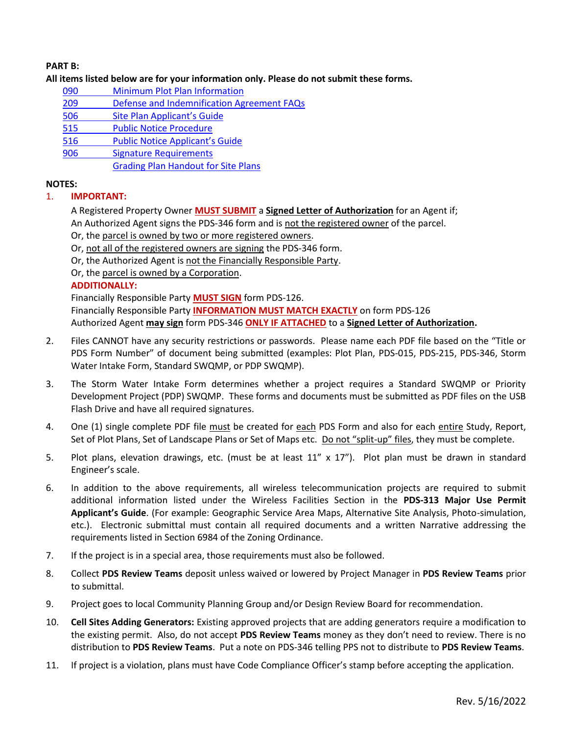**PART B:**

**All items listed below are for your information only. Please do not submit these forms.**

- 090 Minimum Plot Plan Information
- 209 Defense and Indemnification Agreement FAQs
- 506 Site Plan Applicant's Guide
- 515 Public Notice Procedure
- 516 Public Notice Applicant's Guide
- 906 Signature Requirements
- Grading Plan Handout for Site Plans

**NOTES:**

1. **IMPORTANT:**

   A Registered Property Owner **MUST SUBMIT** a **Signed Letter of Authorization** for an Agent if;
   An Authorized Agent signs the PDS-346 form and is not the registered owner of the parcel.
   Or, the parcel is owned by two or more registered owners.
   Or, not all of the registered owners are signing the PDS-346 form.
   Or, the Authorized Agent is not the Financially Responsible Party.
   Or, the parcel is owned by a Corporation.

   **ADDITIONALLY:**

   Financially Responsible Party **MUST SIGN** form PDS-126.
   Financially Responsible Party **INFORMATION MUST MATCH EXACTLY** on form PDS-126
   Authorized Agent **may sign** form PDS-346 **ONLY IF ATTACHED** to a **Signed Letter of Authorization.**

2. Files CANNOT have any security restrictions or passwords. Please name each PDF file based on the "Title or PDS Form Number" of document being submitted (examples: Plot Plan, PDS-015, PDS-215, PDS-346, Storm Water Intake Form, Standard SWQMP, or PDP SWQMP).

3. The Storm Water Intake Form determines whether a project requires a Standard SWQMP or Priority Development Project (PDP) SWQMP. These forms and documents must be submitted as PDF files on the USB Flash Drive and have all required signatures.

4. One (1) single complete PDF file must be created for each PDS Form and also for each entire Study, Report, Set of Plot Plans, Set of Landscape Plans or Set of Maps etc. Do not "split-up" files, they must be complete.

5. Plot plans, elevation drawings, etc. (must be at least 11" x 17"). Plot plan must be drawn in standard Engineer's scale.

6. In addition to the above requirements, all wireless telecommunication projects are required to submit additional information listed under the Wireless Facilities Section in the **PDS-313 Major Use Permit Applicant's Guide**. (For example: Geographic Service Area Maps, Alternative Site Analysis, Photo-simulation, etc.). Electronic submittal must contain all required documents and a written Narrative addressing the requirements listed in Section 6984 of the Zoning Ordinance.

7. If the project is in a special area, those requirements must also be followed.

8. Collect **PDS Review Teams** deposit unless waived or lowered by Project Manager in **PDS Review Teams** prior to submittal.

9. Project goes to local Community Planning Group and/or Design Review Board for recommendation.

10. **Cell Sites Adding Generators:** Existing approved projects that are adding generators require a modification to the existing permit. Also, do not accept **PDS Review Teams** money as they don't need to review. There is no distribution to **PDS Review Teams**. Put a note on PDS-346 telling PPS not to distribute to **PDS Review Teams**.

11. If project is a violation, plans must have Code Compliance Officer's stamp before accepting the application.

Rev. 5/16/2022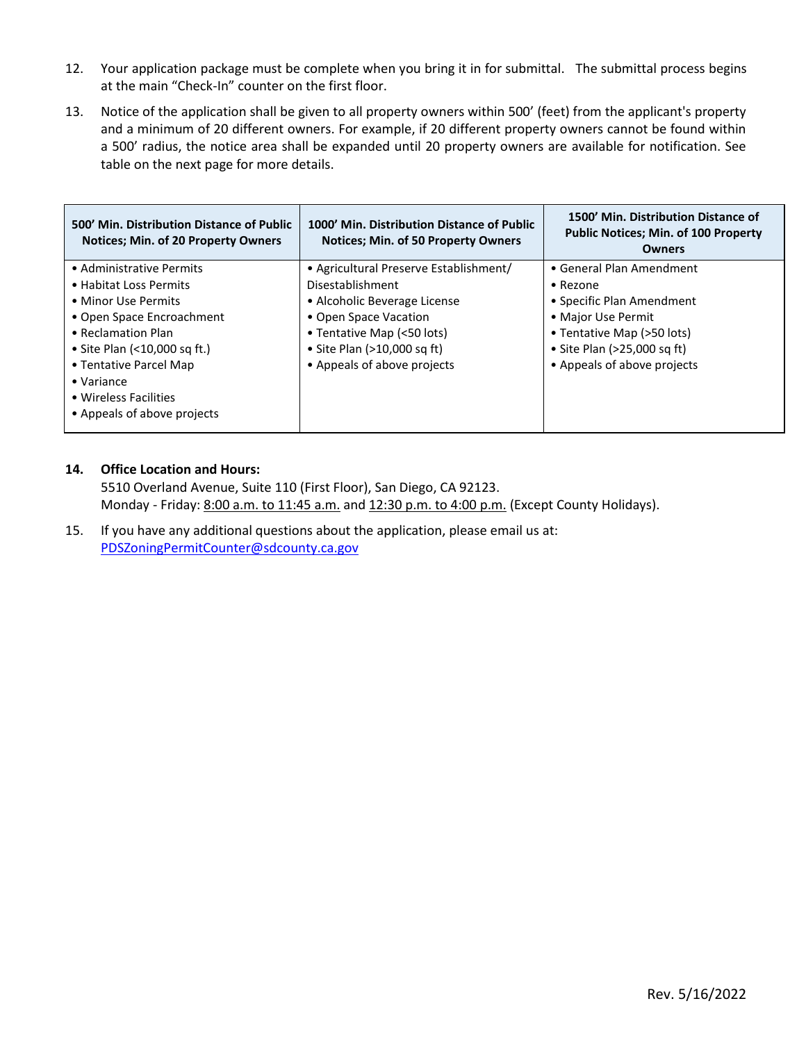12. Your application package must be complete when you bring it in for submittal. The submittal process begins at the main "Check-In" counter on the first floor.

13. Notice of the application shall be given to all property owners within 500' (feet) from the applicant's property and a minimum of 20 different owners. For example, if 20 different property owners cannot be found within a 500' radius, the notice area shall be expanded until 20 property owners are available for notification. See table on the next page for more details.

| 500' Min. Distribution Distance of Public Notices; Min. of 20 Property Owners | 1000' Min. Distribution Distance of Public Notices; Min. of 50 Property Owners | 1500' Min. Distribution Distance of Public Notices; Min. of 100 Property Owners |
|---|---|---|
| • Administrative Permits<br>• Habitat Loss Permits<br>• Minor Use Permits<br>• Open Space Encroachment<br>• Reclamation Plan<br>• Site Plan (<10,000 sq ft.)<br>• Tentative Parcel Map<br>• Variance<br>• Wireless Facilities<br>• Appeals of above projects | • Agricultural Preserve Establishment/ Disestablishment<br>• Alcoholic Beverage License<br>• Open Space Vacation<br>• Tentative Map (<50 lots)<br>• Site Plan (>10,000 sq ft)<br>• Appeals of above projects | • General Plan Amendment<br>• Rezone<br>• Specific Plan Amendment<br>• Major Use Permit<br>• Tentative Map (>50 lots)<br>• Site Plan (>25,000 sq ft)<br>• Appeals of above projects |

14. **Office Location and Hours:**
    5510 Overland Avenue, Suite 110 (First Floor), San Diego, CA 92123.
    Monday - Friday: 8:00 a.m. to 11:45 a.m. and 12:30 p.m. to 4:00 p.m. (Except County Holidays).

15. If you have any additional questions about the application, please email us at: PDSZoningPermitCounter@sdcounty.ca.gov

Rev. 5/16/2022